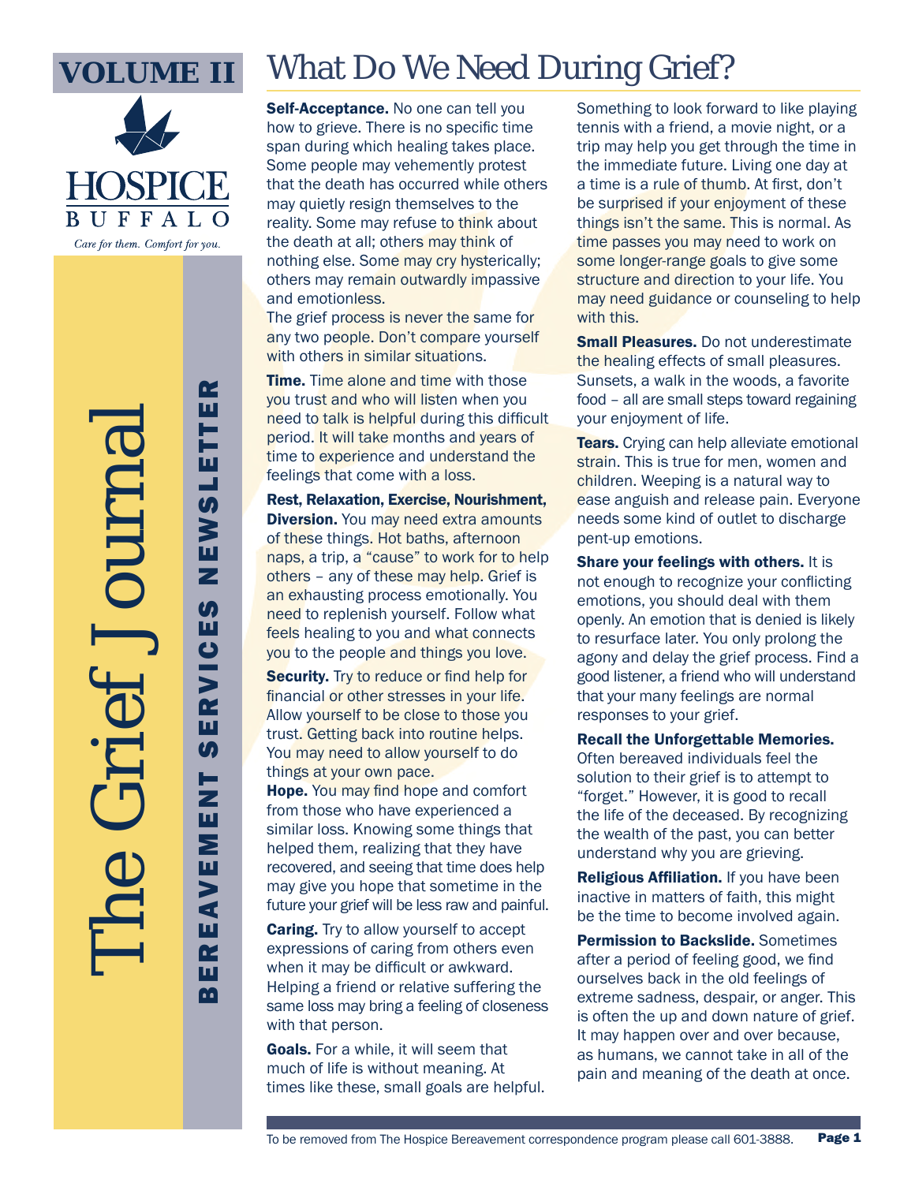# VOLUME II

HOSPICE BUFFALO

*Care for them. Comfort for you.*

# The Grief Journal

## BEREAVEMENT SERVICES NEWSLETTER

# What Do We Need During Grief?

**Self-Acceptance.** No one can tell you how to grieve. There is no specific time span during which healing takes place. Some people may vehemently protest that the death has occurred while others may quietly resign themselves to the reality. Some may refuse to think about the death at all; others may think of nothing else. Some may cry hysterically; others may remain outwardly impassive and emotionless.

The grief process is never the same for any two people. Don't compare yourself with others in similar situations.

**Time.** Time alone and time with those you trust and who will listen when you need to talk is helpful during this difficult period. It will take months and years of time to experience and understand the feelings that come with a loss.

**Rest, Relaxation, Exercise, Nourishment, Diversion.** You may need extra amounts of these things. Hot baths, afternoon naps, a trip, a "cause" to work for to help others – any of these may help. Grief is an exhausting process emotionally. You need to replenish yourself. Follow what feels healing to you and what connects you to the people and things you love.

**Security.** Try to reduce or find help for financial or other stresses in your life. Allow yourself to be close to those you trust. Getting back into routine helps. You may need to allow yourself to do things at your own pace.

**Hope.** You may find hope and comfort from those who have experienced a similar loss. Knowing some things that helped them, realizing that they have recovered, and seeing that time does help may give you hope that sometime in the future your grief will be less raw and painful.

**Caring.** Try to allow yourself to accept expressions of caring from others even when it may be difficult or awkward. Helping a friend or relative suffering the same loss may bring a feeling of closeness with that person.

**Goals.** For a while, it will seem that much of life is without meaning. At times like these, small goals are helpful. Something to look forward to like playing tennis with a friend, a movie night, or a trip may help you get through the time in the immediate future. Living one day at a time is a rule of thumb. At first, don't be surprised if your enjoyment of these things isn't the same. This is normal. As time passes you may need to work on some longer-range goals to give some structure and direction to your life. You may need guidance or counseling to help with this.

**Small Pleasures.** Do not underestimate the healing effects of small pleasures. Sunsets, a walk in the woods, a favorite food – all are small steps toward regaining your enjoyment of life.

**Tears.** Crying can help alleviate emotional strain. This is true for men, women and children. Weeping is a natural way to ease anguish and release pain. Everyone needs some kind of outlet to discharge pent-up emotions.

**Share your feelings with others.** It is not enough to recognize your conflicting emotions, you should deal with them openly. An emotion that is denied is likely to resurface later. You only prolong the agony and delay the grief process. Find a good listener, a friend who will understand that your many feelings are normal responses to your grief.

**Recall the Unforgettable Memories.** Often bereaved individuals feel the solution to their grief is to attempt to "forget." However, it is good to recall the life of the deceased. By recognizing the wealth of the past, you can better understand why you are grieving.

**Religious Affiliation.** If you have been inactive in matters of faith, this might be the time to become involved again.

**Permission to Backslide.** Sometimes after a period of feeling good, we find ourselves back in the old feelings of extreme sadness, despair, or anger. This is often the up and down nature of grief. It may happen over and over because, as humans, we cannot take in all of the pain and meaning of the death at once.

To be removed from The Hospice Bereavement correspondence program please call 601-3888.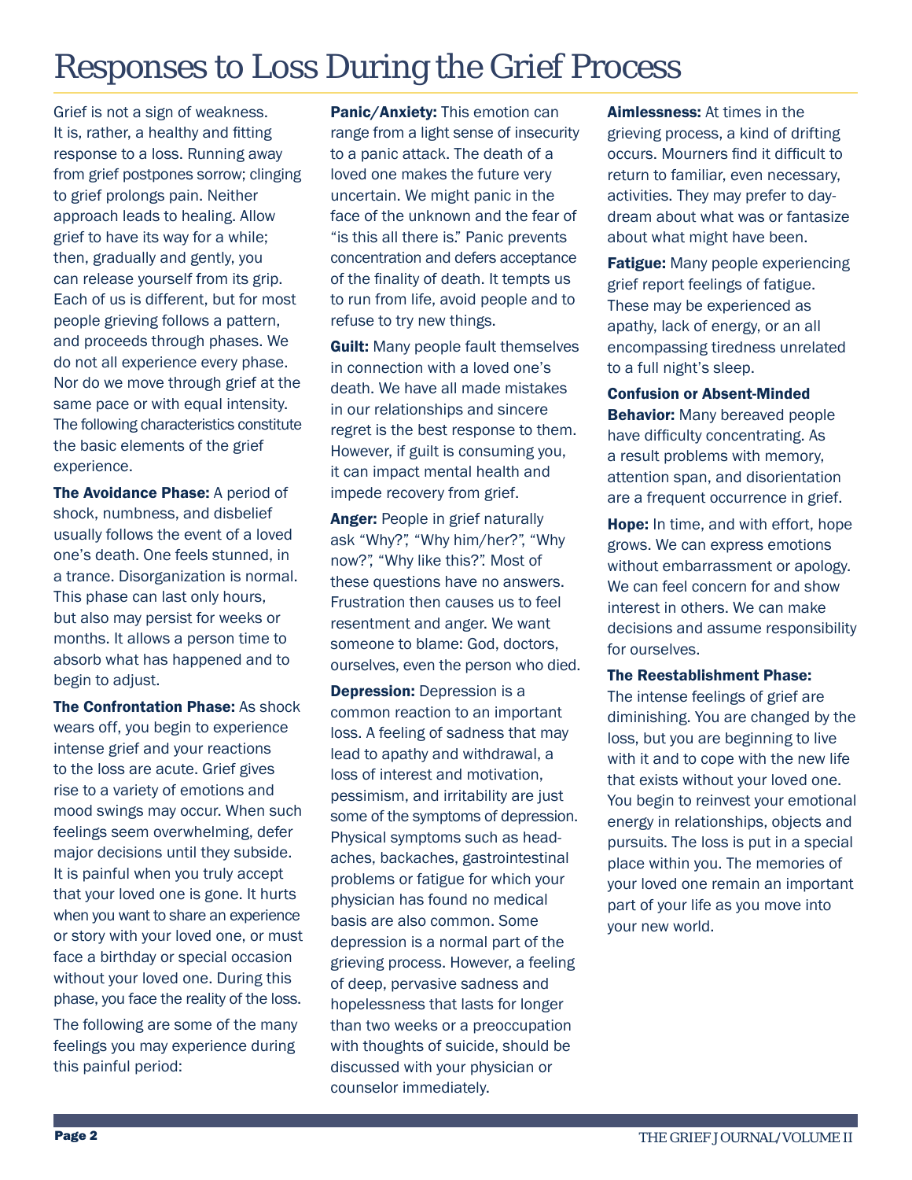# Responses to Loss During the Grief Process

Grief is not a sign of weakness. It is, rather, a healthy and fitting response to a loss. Running away from grief postpones sorrow; clinging to grief prolongs pain. Neither approach leads to healing. Allow grief to have its way for a while; then, gradually and gently, you can release yourself from its grip. Each of us is different, but for most people grieving follows a pattern, and proceeds through phases. We do not all experience every phase. Nor do we move through grief at the same pace or with equal intensity. The following characteristics constitute the basic elements of the grief experience.

**The Avoidance Phase:** A period of shock, numbness, and disbelief usually follows the event of a loved one's death. One feels stunned, in a trance. Disorganization is normal. This phase can last only hours, but also may persist for weeks or months. It allows a person time to absorb what has happened and to begin to adjust.

**The Confrontation Phase:** As shock wears off, you begin to experience intense grief and your reactions to the loss are acute. Grief gives rise to a variety of emotions and mood swings may occur. When such feelings seem overwhelming, defer major decisions until they subside. It is painful when you truly accept that your loved one is gone. It hurts when you want to share an experience or story with your loved one, or must face a birthday or special occasion without your loved one. During this phase, you face the reality of the loss.

The following are some of the many feelings you may experience during this painful period:

**Panic/Anxiety:** This emotion can range from a light sense of insecurity to a panic attack. The death of a loved one makes the future very uncertain. We might panic in the face of the unknown and the fear of "is this all there is." Panic prevents concentration and defers acceptance of the finality of death. It tempts us to run from life, avoid people and to refuse to try new things.

**Guilt:** Many people fault themselves in connection with a loved one's death. We have all made mistakes in our relationships and sincere regret is the best response to them. However, if guilt is consuming you, it can impact mental health and impede recovery from grief.

**Anger:** People in grief naturally ask "Why?", "Why him/her?", "Why now?", "Why like this?". Most of these questions have no answers. Frustration then causes us to feel resentment and anger. We want someone to blame: God, doctors, ourselves, even the person who died.

**Depression:** Depression is a common reaction to an important loss. A feeling of sadness that may lead to apathy and withdrawal, a loss of interest and motivation, pessimism, and irritability are just some of the symptoms of depression. Physical symptoms such as headaches, backaches, gastrointestinal problems or fatigue for which your physician has found no medical basis are also common. Some depression is a normal part of the grieving process. However, a feeling of deep, pervasive sadness and hopelessness that lasts for longer than two weeks or a preoccupation with thoughts of suicide, should be discussed with your physician or counselor immediately.

**Aimlessness:** At times in the grieving process, a kind of drifting occurs. Mourners find it difficult to return to familiar, even necessary, activities. They may prefer to daydream about what was or fantasize about what might have been.

**Fatigue:** Many people experiencing grief report feelings of fatigue. These may be experienced as apathy, lack of energy, or an all encompassing tiredness unrelated to a full night's sleep.

**Confusion or Absent-Minded Behavior:** Many bereaved people have difficulty concentrating. As a result problems with memory, attention span, and disorientation are a frequent occurrence in grief.

**Hope:** In time, and with effort, hope grows. We can express emotions without embarrassment or apology. We can feel concern for and show interest in others. We can make decisions and assume responsibility for ourselves.

**The Reestablishment Phase:** The intense feelings of grief are diminishing. You are changed by the loss, but you are beginning to live with it and to cope with the new life that exists without your loved one. You begin to reinvest your emotional energy in relationships, objects and pursuits. The loss is put in a special place within you. The memories of your loved one remain an important part of your life as you move into your new world.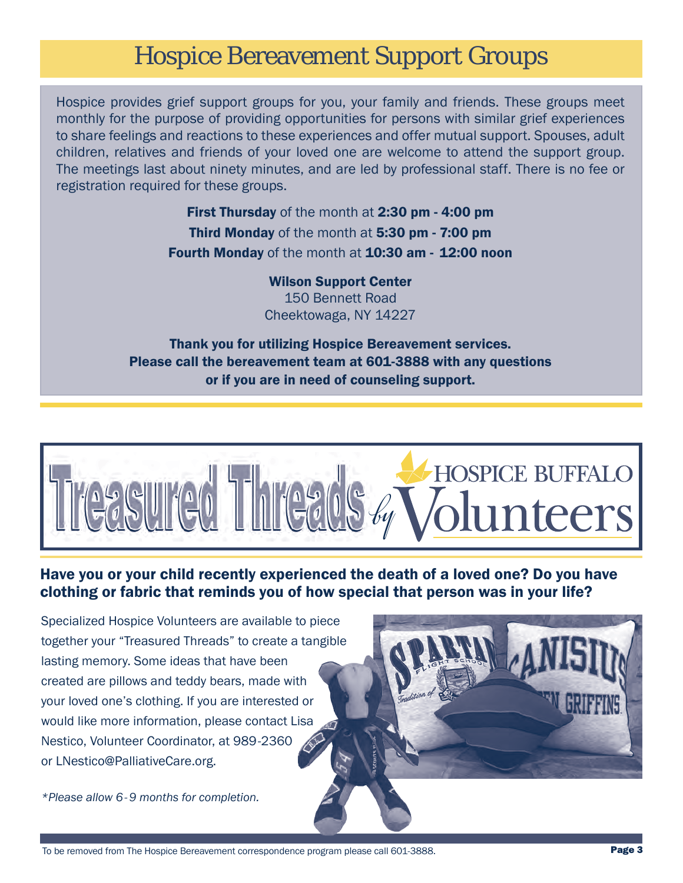# Hospice Bereavement Support Groups

Hospice provides grief support groups for you, your family and friends. These groups meet monthly for the purpose of providing opportunities for persons with similar grief experiences to share feelings and reactions to these experiences and offer mutual support. Spouses, adult children, relatives and friends of your loved one are welcome to attend the support group. The meetings last about ninety minutes, and are led by professional staff. There is no fee or registration required for these groups.

**First Thursday** of the month at **2:30 pm - 4:00 pm**
**Third Monday** of the month at **5:30 pm - 7:00 pm**
**Fourth Monday** of the month at **10:30 am - 12:00 noon**

**Wilson Support Center**
150 Bennett Road
Cheektowaga, NY 14227

**Thank you for utilizing Hospice Bereavement services. Please call the bereavement team at 601-3888 with any questions or if you are in need of counseling support.**

# Treasured Threads by Hospice Buffalo Volunteers

## Have you or your child recently experienced the death of a loved one? Do you have clothing or fabric that reminds you of how special that person was in your life?

Specialized Hospice Volunteers are available to piece together your "Treasured Threads" to create a tangible lasting memory. Some ideas that have been created are pillows and teddy bears, made with your loved one's clothing. If you are interested or would like more information, please contact Lisa Nestico, Volunteer Coordinator, at 989-2360 or LNestico@PalliativeCare.org.

*\*Please allow 6-9 months for completion.*

To be removed from The Hospice Bereavement correspondence program please call 601-3888.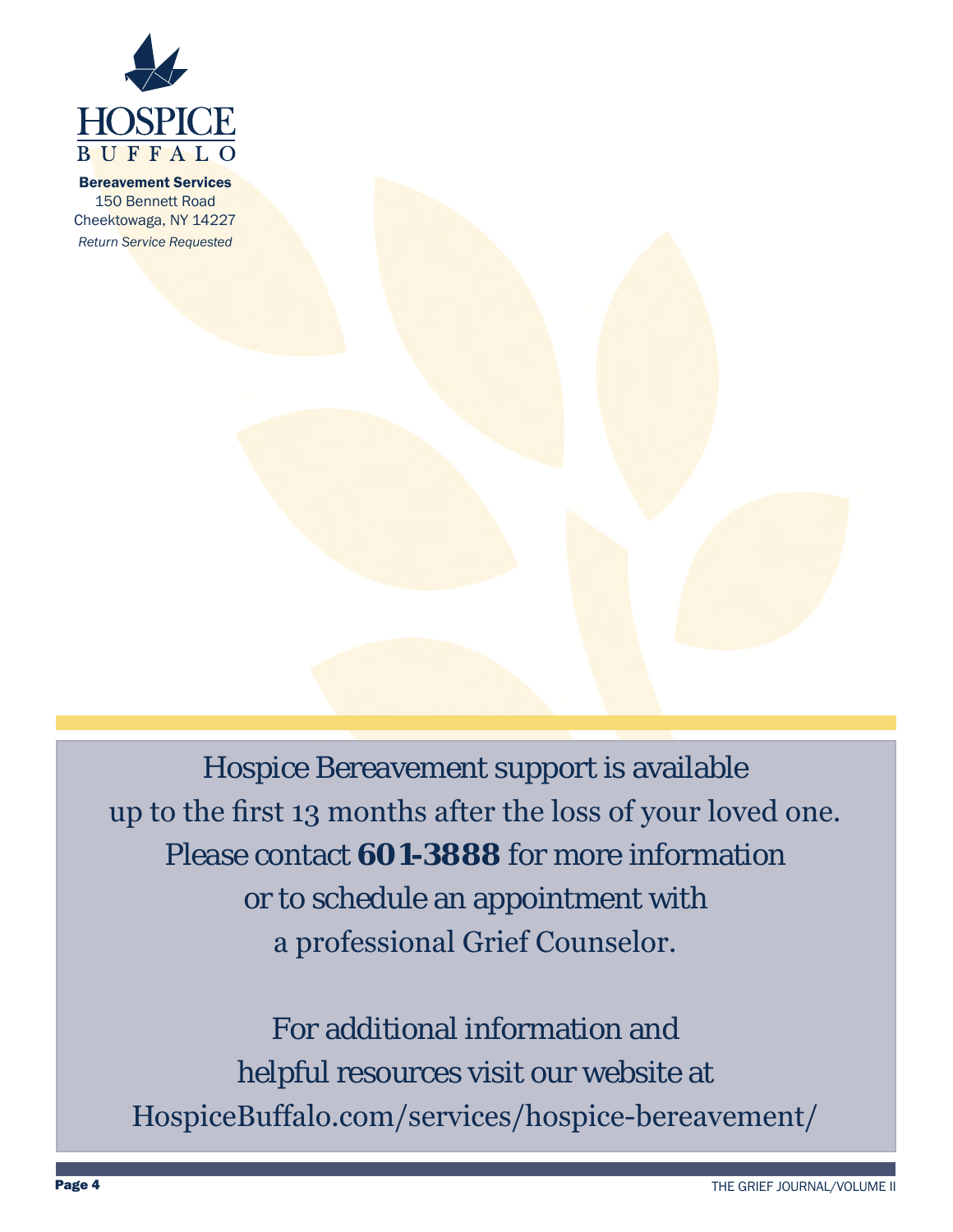HOSPICE
BUFFALO

**Bereavement Services**
150 Bennett Road
Cheektowaga, NY 14227
*Return Service Requested*

Hospice Bereavement support is available up to the first 13 months after the loss of your loved one. Please contact **601-3888** for more information or to schedule an appointment with a professional Grief Counselor.

For additional information and helpful resources visit our website at HospiceBuffalo.com/services/hospice-bereavement/